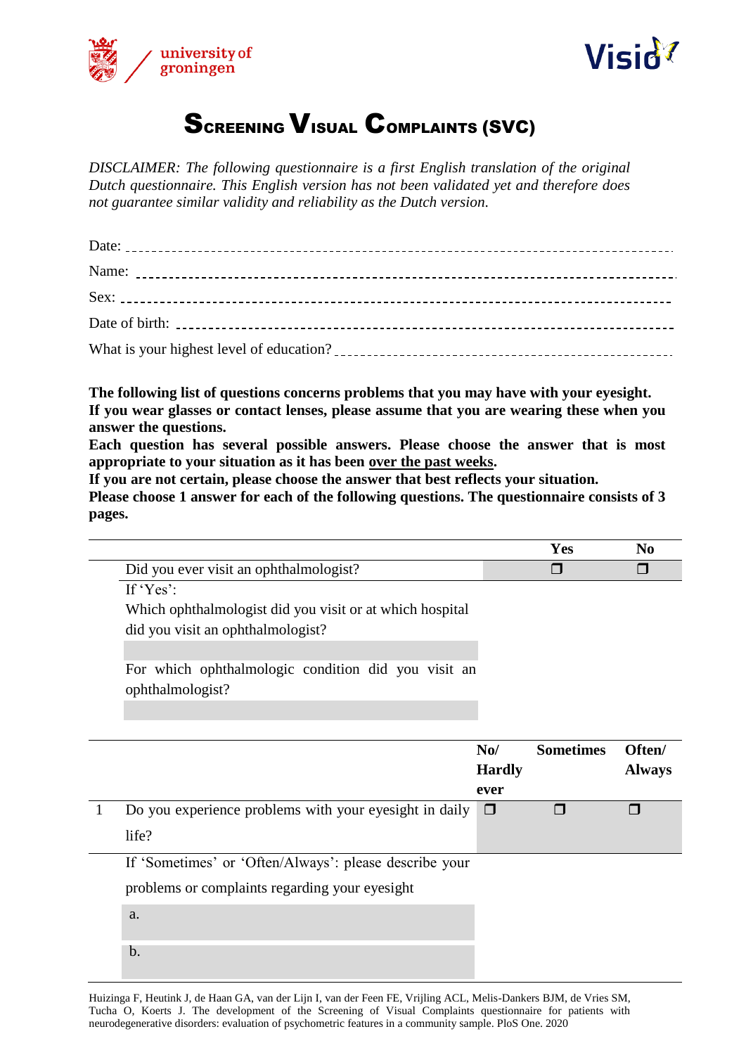# Screening Visual Complaints (SVC)

*DISCLAIMER: The following questionnaire is a first English translation of the original Dutch questionnaire. This English version has not been validated yet and therefore does not guarantee similar validity and reliability as the Dutch version.*

Date: ______________________________

Name: ______________________________

Sex: ______________________________

Date of birth: ______________________________

What is your highest level of education? ______________________________

**The following list of questions concerns problems that you may have with your eyesight. If you wear glasses or contact lenses, please assume that you are wearing these when you answer the questions.**
**Each question has several possible answers. Please choose the answer that is most appropriate to your situation as it has been <u>over the past weeks</u>.**
**If you are not certain, please choose the answer that best reflects your situation.**
**Please choose 1 answer for each of the following questions. The questionnaire consists of 3 pages.**

| | | **Yes** | **No** |
|---|---|---|---|
| | Did you ever visit an ophthalmologist? | ❐ | ❐ |
| | If 'Yes':<br>Which ophthalmologist did you visit or at which hospital did you visit an ophthalmologist? | | |
| | For which ophthalmologic condition did you visit an ophthalmologist? | | |

| | | **No/ Hardly ever** | **Sometimes** | **Often/ Always** |
|---|---|---|---|---|
| 1 | Do you experience problems with your eyesight in daily life? | ❐ | ❐ | ❐ |
| | If 'Sometimes' or 'Often/Always': please describe your problems or complaints regarding your eyesight | | | |
| | a. | | | |
| | b. | | | |

Huizinga F, Heutink J, de Haan GA, van der Lijn I, van der Feen FE, Vrijling ACL, Melis-Dankers BJM, de Vries SM, Tucha O, Koerts J. The development of the Screening of Visual Complaints questionnaire for patients with neurodegenerative disorders: evaluation of psychometric features in a community sample. PloS One. 2020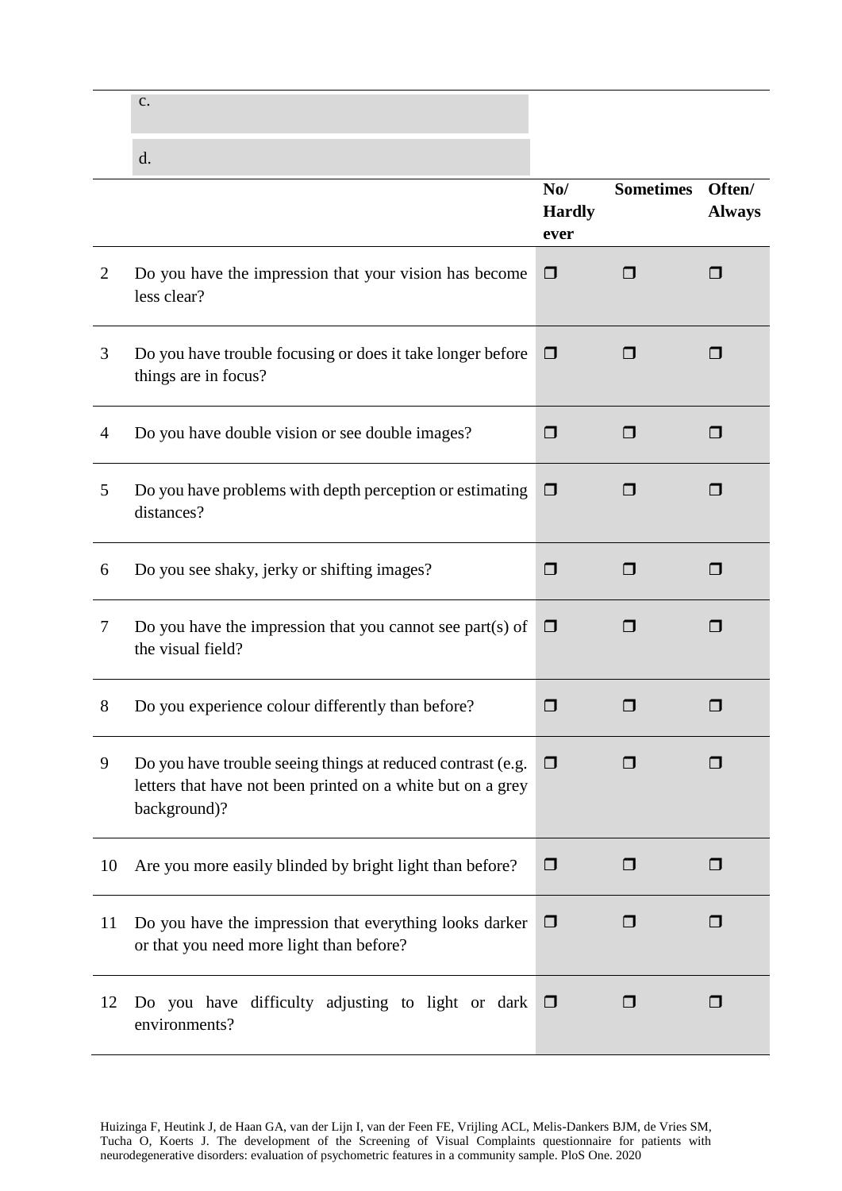| | | | | |
|---|---|---|---|---|
| | c. | | | |
| | d. | | | |
| | | **No/ Hardly ever** | **Sometimes** | **Often/ Always** |
| 2 | Do you have the impression that your vision has become less clear? | ❐ | ❐ | ❐ |
| 3 | Do you have trouble focusing or does it take longer before things are in focus? | ❐ | ❐ | ❐ |
| 4 | Do you have double vision or see double images? | ❐ | ❐ | ❐ |
| 5 | Do you have problems with depth perception or estimating distances? | ❐ | ❐ | ❐ |
| 6 | Do you see shaky, jerky or shifting images? | ❐ | ❐ | ❐ |
| 7 | Do you have the impression that you cannot see part(s) of the visual field? | ❐ | ❐ | ❐ |
| 8 | Do you experience colour differently than before? | ❐ | ❐ | ❐ |
| 9 | Do you have trouble seeing things at reduced contrast (e.g. letters that have not been printed on a white but on a grey background)? | ❐ | ❐ | ❐ |
| 10 | Are you more easily blinded by bright light than before? | ❐ | ❐ | ❐ |
| 11 | Do you have the impression that everything looks darker or that you need more light than before? | ❐ | ❐ | ❐ |
| 12 | Do you have difficulty adjusting to light or dark environments? | ❐ | ❐ | ❐ |

Huizinga F, Heutink J, de Haan GA, van der Lijn I, van der Feen FE, Vrijling ACL, Melis-Dankers BJM, de Vries SM, Tucha O, Koerts J. The development of the Screening of Visual Complaints questionnaire for patients with neurodegenerative disorders: evaluation of psychometric features in a community sample. PloS One. 2020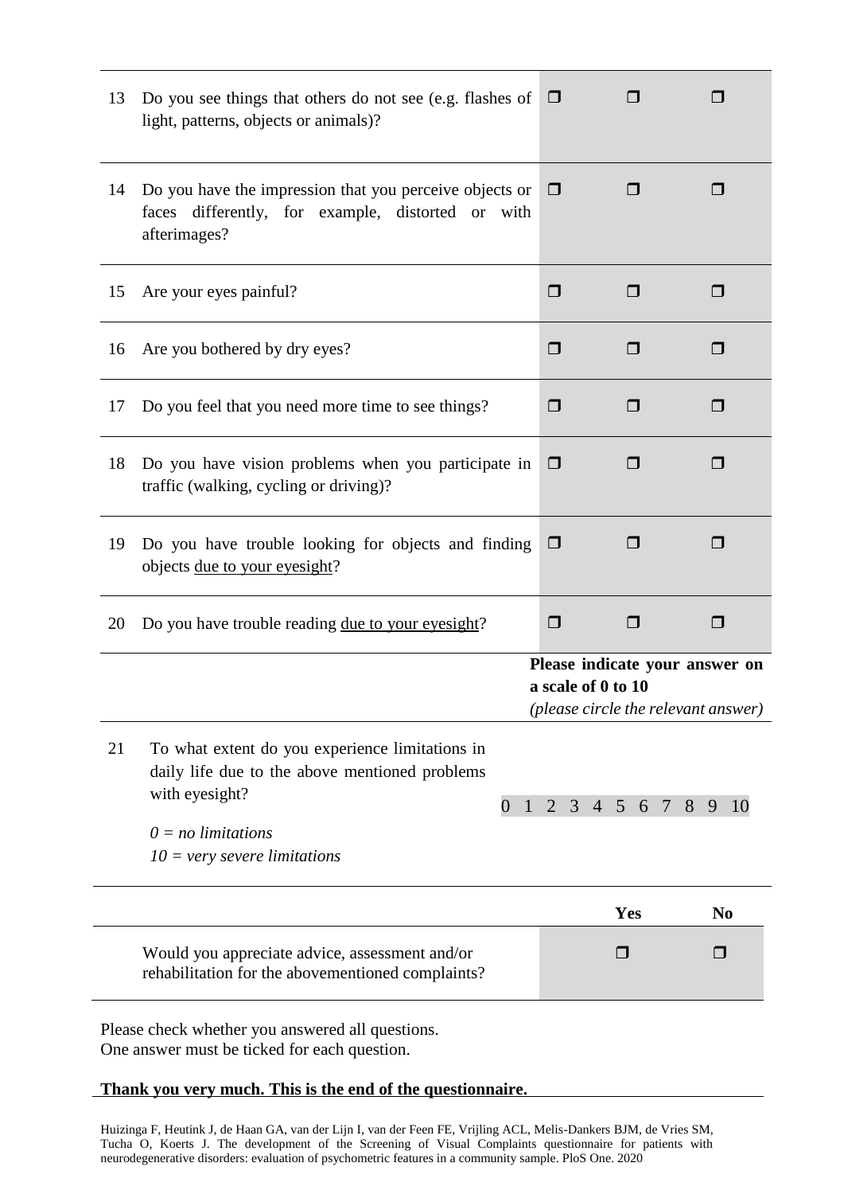| | | | | |
|---|---|---|---|---|
| 13 | Do you see things that others do not see (e.g. flashes of light, patterns, objects or animals)? | ❒ | ❒ | ❒ |
| 14 | Do you have the impression that you perceive objects or faces differently, for example, distorted or with afterimages? | ❒ | ❒ | ❒ |
| 15 | Are your eyes painful? | ❒ | ❒ | ❒ |
| 16 | Are you bothered by dry eyes? | ❒ | ❒ | ❒ |
| 17 | Do you feel that you need more time to see things? | ❒ | ❒ | ❒ |
| 18 | Do you have vision problems when you participate in traffic (walking, cycling or driving)? | ❒ | ❒ | ❒ |
| 19 | Do you have trouble looking for objects and finding objects <u>due to your eyesight</u>? | ❒ | ❒ | ❒ |
| 20 | Do you have trouble reading <u>due to your eyesight</u>? | ❒ | ❒ | ❒ |

| | | |
|---|---|---|
| | | **Please indicate your answer on a scale of 0 to 10** *(please circle the relevant answer)* |
| 21 | To what extent do you experience limitations in daily life due to the above mentioned problems with eyesight? *0 = no limitations* *10 = very severe limitations* | 0 1 2 3 4 5 6 7 8 9 10 |

| | Yes | No |
|---|---|---|
| Would you appreciate advice, assessment and/or rehabilitation for the abovementioned complaints? | ❒ | ❒ |

Please check whether you answered all questions.
One answer must be ticked for each question.

**<u>Thank you very much. This is the end of the questionnaire.</u>**

Huizinga F, Heutink J, de Haan GA, van der Lijn I, van der Feen FE, Vrijling ACL, Melis-Dankers BJM, de Vries SM, Tucha O, Koerts J. The development of the Screening of Visual Complaints questionnaire for patients with neurodegenerative disorders: evaluation of psychometric features in a community sample. PloS One. 2020